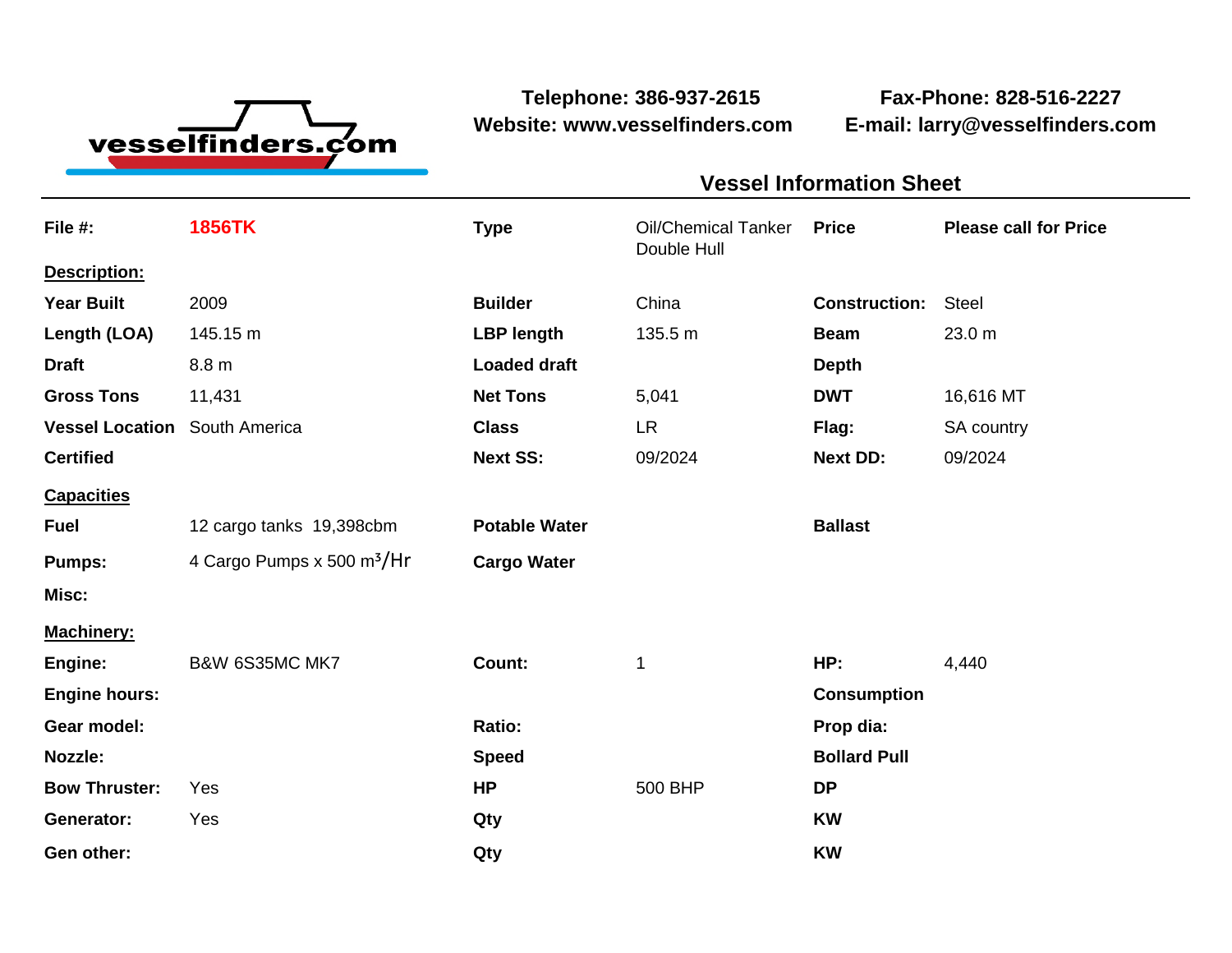vesselfinders.com

**Telephone: 386-937-2615**
**Website: www.vesselfinders.com**

**Fax-Phone: 828-516-2227**
**E-mail: larry@vesselfinders.com**

## Vessel Information Sheet

| | | | | | |
|---|---|---|---|---|---|
| **File #:** | **1856TK** | **Type** | Oil/Chemical Tanker Double Hull | **Price** | **Please call for Price** |
| **Description:** | | | | | |
| **Year Built** | 2009 | **Builder** | China | **Construction:** | Steel |
| **Length (LOA)** | 145.15 m | **LBP length** | 135.5 m | **Beam** | 23.0 m |
| **Draft** | 8.8 m | **Loaded draft** | | **Depth** | |
| **Gross Tons** | 11,431 | **Net Tons** | 5,041 | **DWT** | 16,616 MT |
| **Vessel Location** | South America | **Class** | LR | **Flag:** | SA country |
| **Certified** | | **Next SS:** | 09/2024 | **Next DD:** | 09/2024 |
| **Capacities** | | | | | |
| **Fuel** | 12 cargo tanks 19,398cbm | **Potable Water** | | **Ballast** | |
| **Pumps:** | 4 Cargo Pumps x 500 $m^3$/Hr | **Cargo Water** | | | |
| **Misc:** | | | | | |
| **Machinery:** | | | | | |
| **Engine:** | B&W 6S35MC MK7 | **Count:** | 1 | **HP:** | 4,440 |
| **Engine hours:** | | | | **Consumption** | |
| **Gear model:** | | **Ratio:** | | **Prop dia:** | |
| **Nozzle:** | | **Speed** | | **Bollard Pull** | |
| **Bow Thruster:** | Yes | **HP** | 500 BHP | **DP** | |
| **Generator:** | Yes | **Qty** | | **KW** | |
| **Gen other:** | | **Qty** | | **KW** | |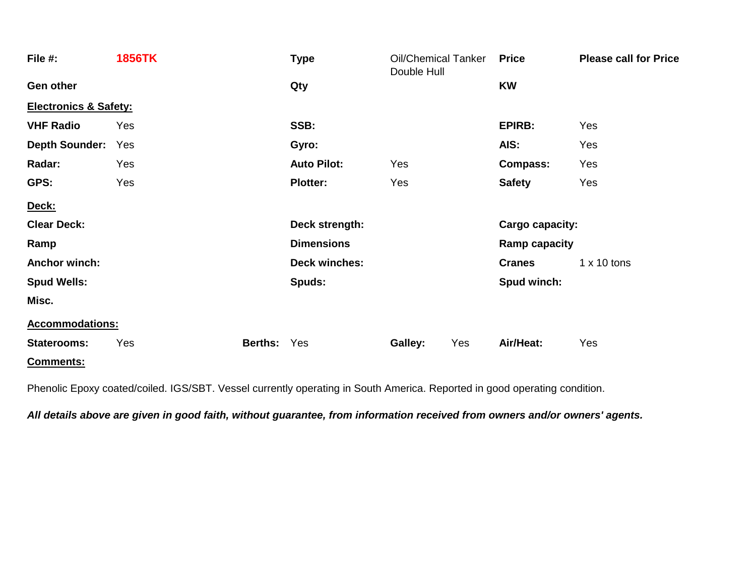| | | | | | |
|---|---|---|---|---|---|
| **File #:** | **1856TK** | **Type** | Oil/Chemical Tanker Double Hull | **Price** | **Please call for Price** |
| **Gen other** | | **Qty** | | **KW** | |

**Electronics & Safety:**

| | | | | | |
|---|---|---|---|---|---|
| **VHF Radio** | Yes | **SSB:** | | **EPIRB:** | Yes |
| **Depth Sounder:** | Yes | **Gyro:** | | **AIS:** | Yes |
| **Radar:** | Yes | **Auto Pilot:** | Yes | **Compass:** | Yes |
| **GPS:** | Yes | **Plotter:** | Yes | **Safety** | Yes |

**Deck:**

| | | | | | |
|---|---|---|---|---|---|
| **Clear Deck:** | | **Deck strength:** | | **Cargo capacity:** | |
| **Ramp** | | **Dimensions** | | **Ramp capacity** | |
| **Anchor winch:** | | **Deck winches:** | | **Cranes** | 1 x 10 tons |
| **Spud Wells:** | | **Spuds:** | | **Spud winch:** | |
| **Misc.** | | | | | |

**Accommodations:**

| | | | | | | | |
|---|---|---|---|---|---|---|---|
| **Staterooms:** | Yes | **Berths:** | Yes | **Galley:** | Yes | **Air/Heat:** | Yes |

**Comments:**

Phenolic Epoxy coated/coiled. IGS/SBT. Vessel currently operating in South America. Reported in good operating condition.

***All details above are given in good faith, without guarantee, from information received from owners and/or owners' agents.***